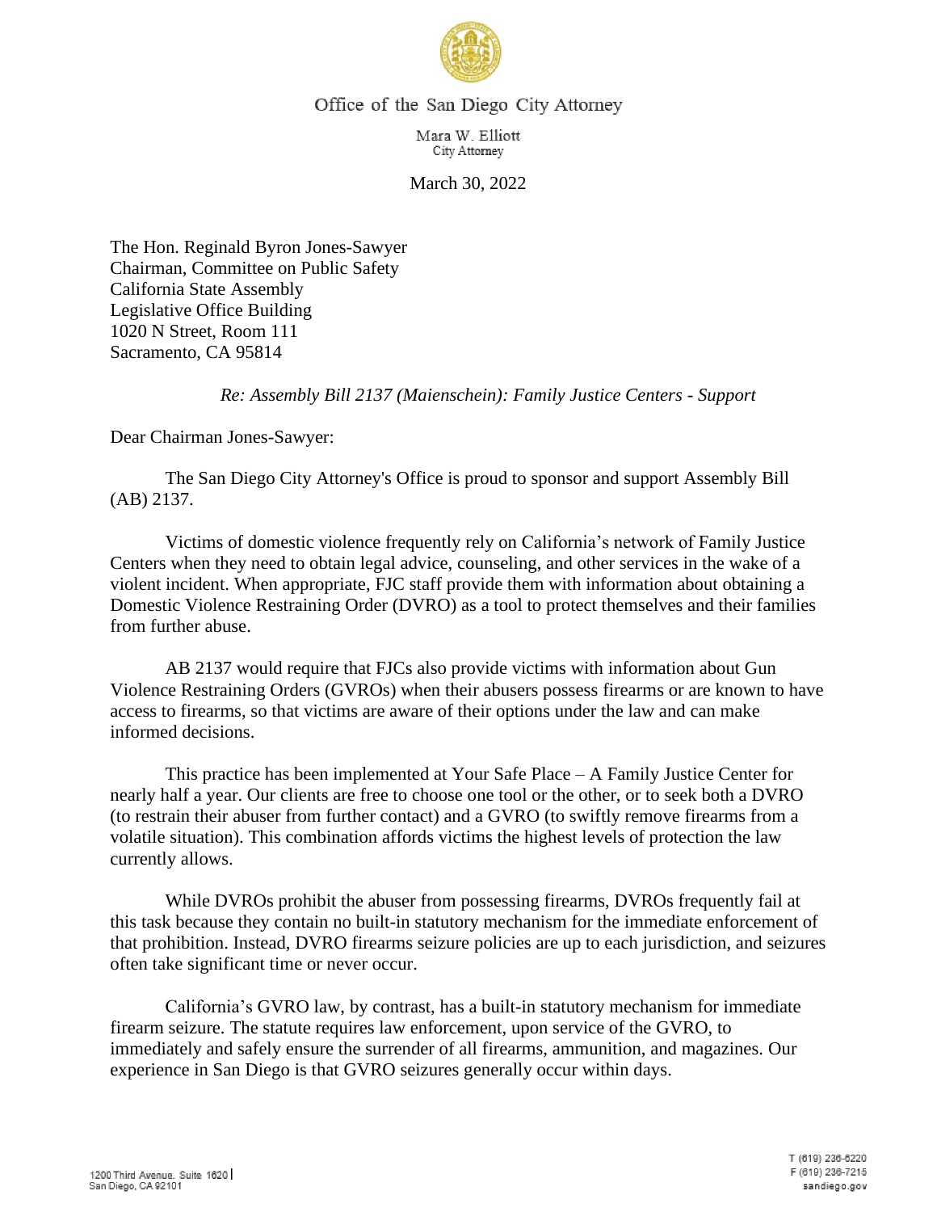Office of the San Diego City Attorney

Mara W. Elliott
City Attorney

March 30, 2022

The Hon. Reginald Byron Jones-Sawyer
Chairman, Committee on Public Safety
California State Assembly
Legislative Office Building
1020 N Street, Room 111
Sacramento, CA 95814

*Re: Assembly Bill 2137 (Maienschein): Family Justice Centers - Support*

Dear Chairman Jones-Sawyer:

The San Diego City Attorney's Office is proud to sponsor and support Assembly Bill (AB) 2137.

Victims of domestic violence frequently rely on California's network of Family Justice Centers when they need to obtain legal advice, counseling, and other services in the wake of a violent incident. When appropriate, FJC staff provide them with information about obtaining a Domestic Violence Restraining Order (DVRO) as a tool to protect themselves and their families from further abuse.

AB 2137 would require that FJCs also provide victims with information about Gun Violence Restraining Orders (GVROs) when their abusers possess firearms or are known to have access to firearms, so that victims are aware of their options under the law and can make informed decisions.

This practice has been implemented at Your Safe Place – A Family Justice Center for nearly half a year. Our clients are free to choose one tool or the other, or to seek both a DVRO (to restrain their abuser from further contact) and a GVRO (to swiftly remove firearms from a volatile situation). This combination affords victims the highest levels of protection the law currently allows.

While DVROs prohibit the abuser from possessing firearms, DVROs frequently fail at this task because they contain no built-in statutory mechanism for the immediate enforcement of that prohibition. Instead, DVRO firearms seizure policies are up to each jurisdiction, and seizures often take significant time or never occur.

California's GVRO law, by contrast, has a built-in statutory mechanism for immediate firearm seizure. The statute requires law enforcement, upon service of the GVRO, to immediately and safely ensure the surrender of all firearms, ammunition, and magazines. Our experience in San Diego is that GVRO seizures generally occur within days.

1200 Third Avenue, Suite 1620 | San Diego, CA 92101

T (619) 236-6220
F (619) 236-7215
sandiego.gov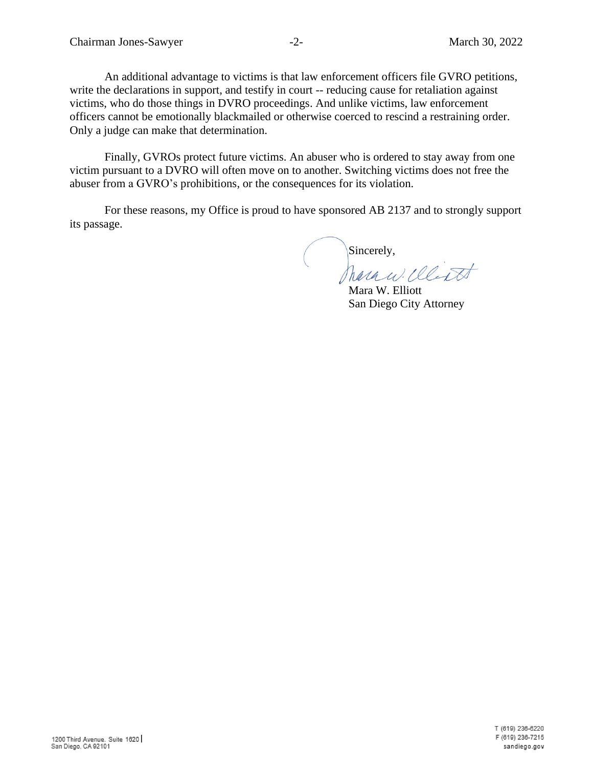An additional advantage to victims is that law enforcement officers file GVRO petitions, write the declarations in support, and testify in court -- reducing cause for retaliation against victims, who do those things in DVRO proceedings. And unlike victims, law enforcement officers cannot be emotionally blackmailed or otherwise coerced to rescind a restraining order. Only a judge can make that determination.

Finally, GVROs protect future victims. An abuser who is ordered to stay away from one victim pursuant to a DVRO will often move on to another. Switching victims does not free the abuser from a GVRO's prohibitions, or the consequences for its violation.

For these reasons, my Office is proud to have sponsored AB 2137 and to strongly support its passage.

Sincerely,

Mara W. Elliott
San Diego City Attorney

1200 Third Avenue, Suite 1620
San Diego, CA 92101

T (619) 236-6220
F (619) 236-7215
sandiego.gov